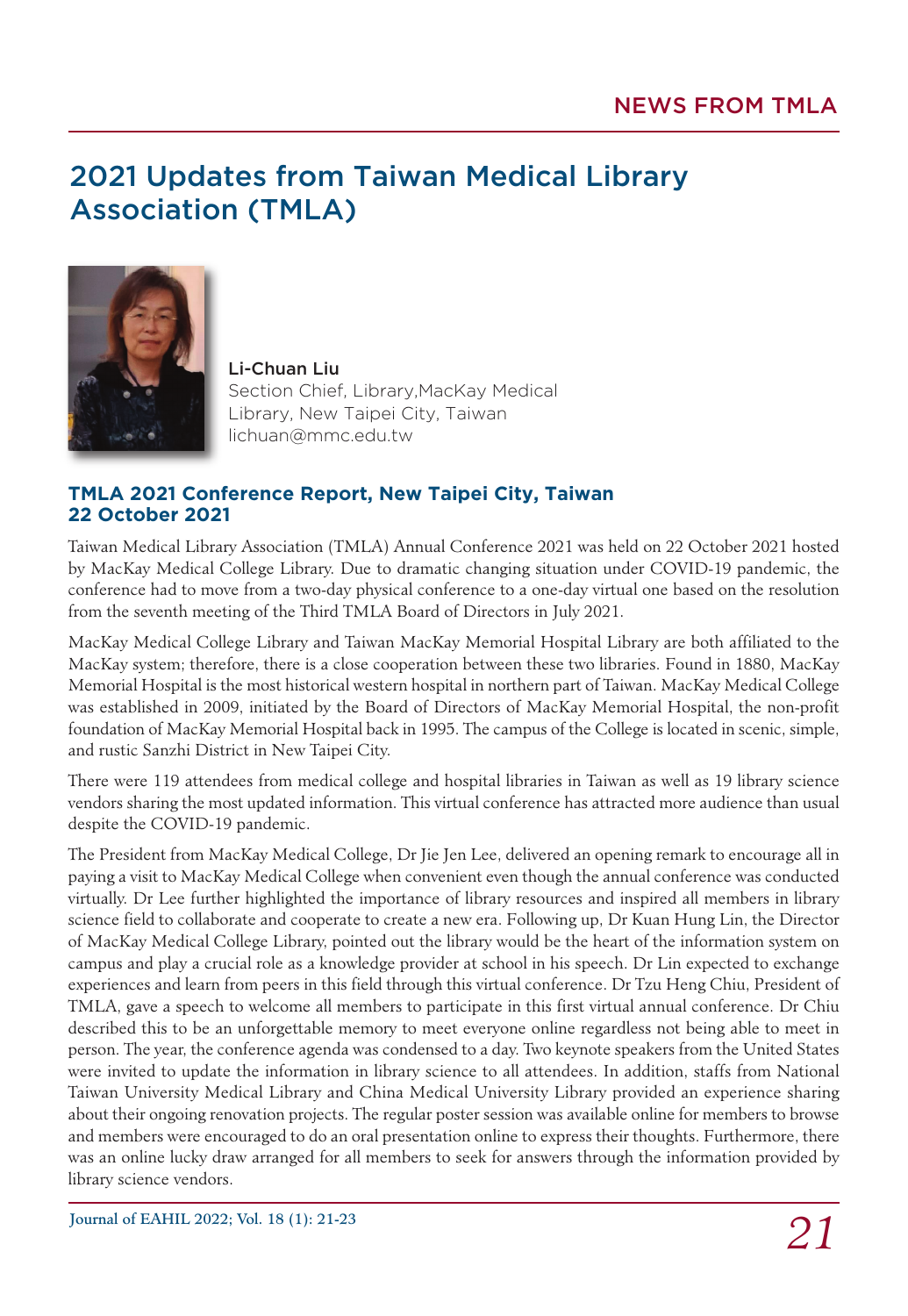NEWS FROM TMLA

# 2021 Updates from Taiwan Medical Library Association (TMLA)

**Li-Chuan Liu**
Section Chief, Library,MacKay Medical Library, New Taipei City, Taiwan
lichuan@mmc.edu.tw

### TMLA 2021 Conference Report, New Taipei City, Taiwan 22 October 2021

Taiwan Medical Library Association (TMLA) Annual Conference 2021 was held on 22 October 2021 hosted by MacKay Medical College Library. Due to dramatic changing situation under COVID-19 pandemic, the conference had to move from a two-day physical conference to a one-day virtual one based on the resolution from the seventh meeting of the Third TMLA Board of Directors in July 2021.

MacKay Medical College Library and Taiwan MacKay Memorial Hospital Library are both affiliated to the MacKay system; therefore, there is a close cooperation between these two libraries. Found in 1880, MacKay Memorial Hospital is the most historical western hospital in northern part of Taiwan. MacKay Medical College was established in 2009, initiated by the Board of Directors of MacKay Memorial Hospital, the non-profit foundation of MacKay Memorial Hospital back in 1995. The campus of the College is located in scenic, simple, and rustic Sanzhi District in New Taipei City.

There were 119 attendees from medical college and hospital libraries in Taiwan as well as 19 library science vendors sharing the most updated information. This virtual conference has attracted more audience than usual despite the COVID-19 pandemic.

The President from MacKay Medical College, Dr Jie Jen Lee, delivered an opening remark to encourage all in paying a visit to MacKay Medical College when convenient even though the annual conference was conducted virtually. Dr Lee further highlighted the importance of library resources and inspired all members in library science field to collaborate and cooperate to create a new era. Following up, Dr Kuan Hung Lin, the Director of MacKay Medical College Library, pointed out the library would be the heart of the information system on campus and play a crucial role as a knowledge provider at school in his speech. Dr Lin expected to exchange experiences and learn from peers in this field through this virtual conference. Dr Tzu Heng Chiu, President of TMLA, gave a speech to welcome all members to participate in this first virtual annual conference. Dr Chiu described this to be an unforgettable memory to meet everyone online regardless not being able to meet in person. The year, the conference agenda was condensed to a day. Two keynote speakers from the United States were invited to update the information in library science to all attendees. In addition, staffs from National Taiwan University Medical Library and China Medical University Library provided an experience sharing about their ongoing renovation projects. The regular poster session was available online for members to browse and members were encouraged to do an oral presentation online to express their thoughts. Furthermore, there was an online lucky draw arranged for all members to seek for answers through the information provided by library science vendors.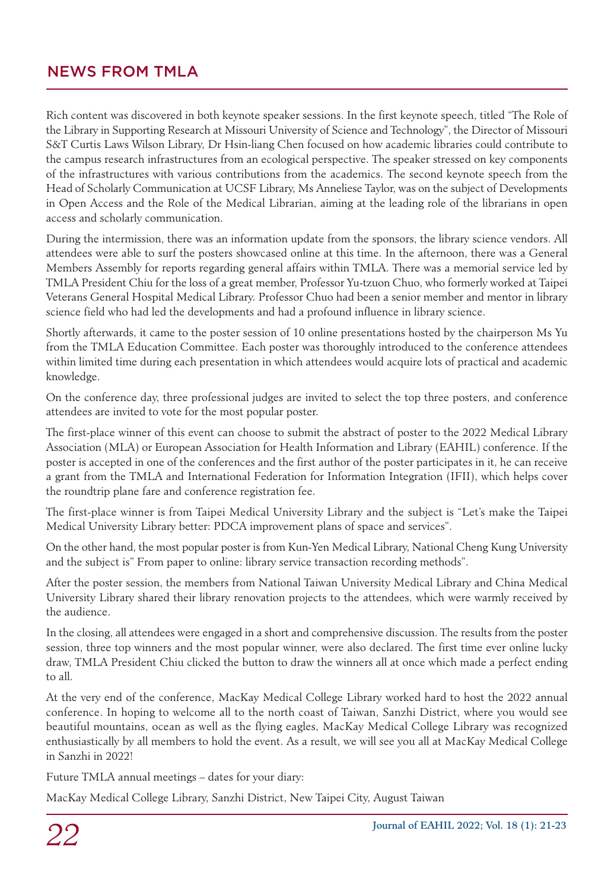Rich content was discovered in both keynote speaker sessions. In the first keynote speech, titled "The Role of the Library in Supporting Research at Missouri University of Science and Technology", the Director of Missouri S&T Curtis Laws Wilson Library, Dr Hsin-liang Chen focused on how academic libraries could contribute to the campus research infrastructures from an ecological perspective. The speaker stressed on key components of the infrastructures with various contributions from the academics. The second keynote speech from the Head of Scholarly Communication at UCSF Library, Ms Anneliese Taylor, was on the subject of Developments in Open Access and the Role of the Medical Librarian, aiming at the leading role of the librarians in open access and scholarly communication.

During the intermission, there was an information update from the sponsors, the library science vendors. All attendees were able to surf the posters showcased online at this time. In the afternoon, there was a General Members Assembly for reports regarding general affairs within TMLA. There was a memorial service led by TMLA President Chiu for the loss of a great member, Professor Yu-tzuon Chuo, who formerly worked at Taipei Veterans General Hospital Medical Library. Professor Chuo had been a senior member and mentor in library science field who had led the developments and had a profound influence in library science.

Shortly afterwards, it came to the poster session of 10 online presentations hosted by the chairperson Ms Yu from the TMLA Education Committee. Each poster was thoroughly introduced to the conference attendees within limited time during each presentation in which attendees would acquire lots of practical and academic knowledge.

On the conference day, three professional judges are invited to select the top three posters, and conference attendees are invited to vote for the most popular poster.

The first-place winner of this event can choose to submit the abstract of poster to the 2022 Medical Library Association (MLA) or European Association for Health Information and Library (EAHIL) conference. If the poster is accepted in one of the conferences and the first author of the poster participates in it, he can receive a grant from the TMLA and International Federation for Information Integration (IFII), which helps cover the roundtrip plane fare and conference registration fee.

The first-place winner is from Taipei Medical University Library and the subject is "Let's make the Taipei Medical University Library better: PDCA improvement plans of space and services".

On the other hand, the most popular poster is from Kun-Yen Medical Library, National Cheng Kung University and the subject is" From paper to online: library service transaction recording methods".

After the poster session, the members from National Taiwan University Medical Library and China Medical University Library shared their library renovation projects to the attendees, which were warmly received by the audience.

In the closing, all attendees were engaged in a short and comprehensive discussion. The results from the poster session, three top winners and the most popular winner, were also declared. The first time ever online lucky draw, TMLA President Chiu clicked the button to draw the winners all at once which made a perfect ending to all.

At the very end of the conference, MacKay Medical College Library worked hard to host the 2022 annual conference. In hoping to welcome all to the north coast of Taiwan, Sanzhi District, where you would see beautiful mountains, ocean as well as the flying eagles, MacKay Medical College Library was recognized enthusiastically by all members to hold the event. As a result, we will see you all at MacKay Medical College in Sanzhi in 2022!

Future TMLA annual meetings – dates for your diary:

MacKay Medical College Library, Sanzhi District, New Taipei City, August Taiwan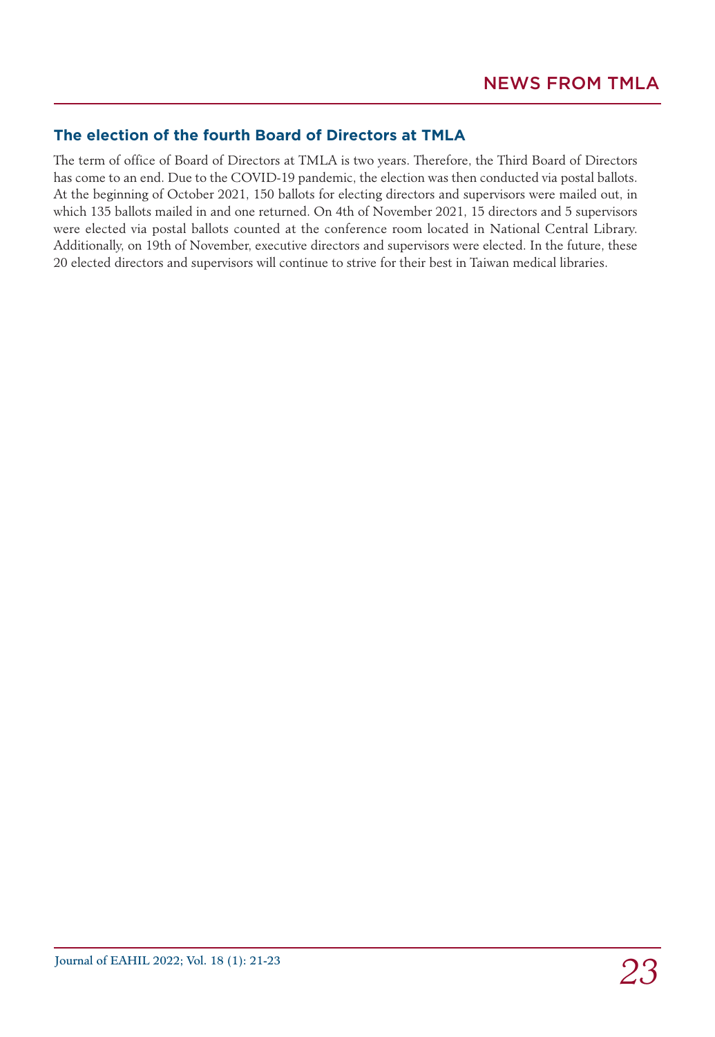## The election of the fourth Board of Directors at TMLA

The term of office of Board of Directors at TMLA is two years. Therefore, the Third Board of Directors has come to an end. Due to the COVID-19 pandemic, the election was then conducted via postal ballots. At the beginning of October 2021, 150 ballots for electing directors and supervisors were mailed out, in which 135 ballots mailed in and one returned. On 4th of November 2021, 15 directors and 5 supervisors were elected via postal ballots counted at the conference room located in National Central Library. Additionally, on 19th of November, executive directors and supervisors were elected. In the future, these 20 elected directors and supervisors will continue to strive for their best in Taiwan medical libraries.